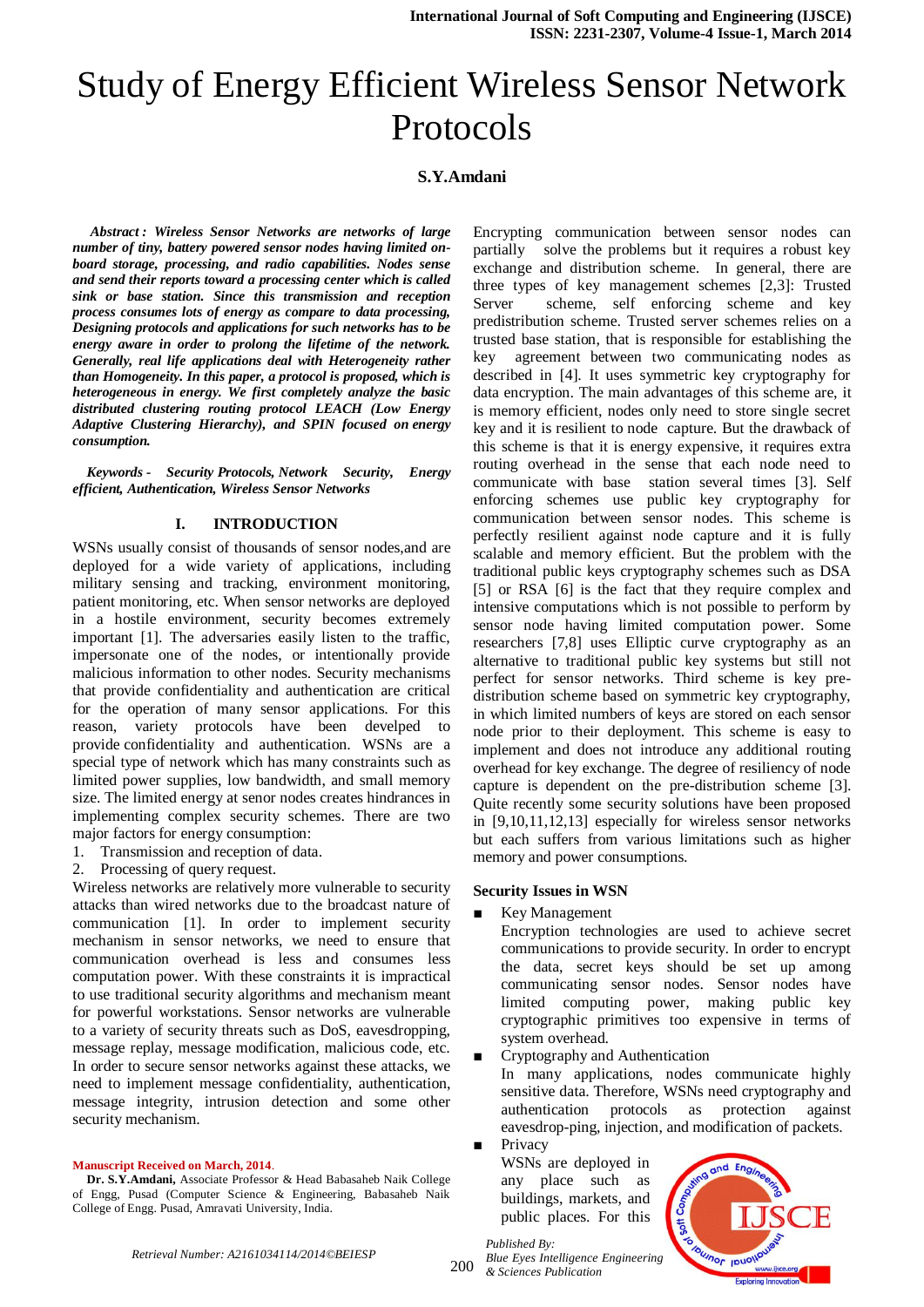# Study of Energy Efficient Wireless Sensor Network Protocols

**S.Y.Amdani**

***Abstract : Wireless Sensor Networks are networks of large number of tiny, battery powered sensor nodes having limited on-board storage, processing, and radio capabilities. Nodes sense and send their reports toward a processing center which is called sink or base station. Since this transmission and reception process consumes lots of energy as compare to data processing, Designing protocols and applications for such networks has to be energy aware in order to prolong the lifetime of the network. Generally, real life applications deal with Heterogeneity rather than Homogeneity. In this paper, a protocol is proposed, which is heterogeneous in energy. We first completely analyze the basic distributed clustering routing protocol LEACH (Low Energy Adaptive Clustering Hierarchy), and SPIN focused on energy consumption.***

***Keywords - Security Protocols, Network Security, Energy efficient, Authentication, Wireless Sensor Networks***

## I. INTRODUCTION

WSNs usually consist of thousands of sensor nodes,and are deployed for a wide variety of applications, including military sensing and tracking, environment monitoring, patient monitoring, etc. When sensor networks are deployed in a hostile environment, security becomes extremely important [1]. The adversaries easily listen to the traffic, impersonate one of the nodes, or intentionally provide malicious information to other nodes. Security mechanisms that provide confidentiality and authentication are critical for the operation of many sensor applications. For this reason, variety protocols have been develped to provide confidentiality and authentication. WSNs are a special type of network which has many constraints such as limited power supplies, low bandwidth, and small memory size. The limited energy at senor nodes creates hindrances in implementing complex security schemes. There are two major factors for energy consumption:

1. Transmission and reception of data.
2. Processing of query request.

Wireless networks are relatively more vulnerable to security attacks than wired networks due to the broadcast nature of communication [1]. In order to implement security mechanism in sensor networks, we need to ensure that communication overhead is less and consumes less computation power. With these constraints it is impractical to use traditional security algorithms and mechanism meant for powerful workstations. Sensor networks are vulnerable to a variety of security threats such as DoS, eavesdropping, message replay, message modification, malicious code, etc. In order to secure sensor networks against these attacks, we need to implement message confidentiality, authentication, message integrity, intrusion detection and some other security mechanism.

Encrypting communication between sensor nodes can partially solve the problems but it requires a robust key exchange and distribution scheme. In general, there are three types of key management schemes [2,3]: Trusted Server scheme, self enforcing scheme and key predistribution scheme. Trusted server schemes relies on a trusted base station, that is responsible for establishing the key agreement between two communicating nodes as described in [4]. It uses symmetric key cryptography for data encryption. The main advantages of this scheme are, it is memory efficient, nodes only need to store single secret key and it is resilient to node capture. But the drawback of this scheme is that it is energy expensive, it requires extra routing overhead in the sense that each node need to communicate with base station several times [3]. Self enforcing schemes use public key cryptography for communication between sensor nodes. This scheme is perfectly resilient against node capture and it is fully scalable and memory efficient. But the problem with the traditional public keys cryptography schemes such as DSA [5] or RSA [6] is the fact that they require complex and intensive computations which is not possible to perform by sensor node having limited computation power. Some researchers [7,8] uses Elliptic curve cryptography as an alternative to traditional public key systems but still not perfect for sensor networks. Third scheme is key pre-distribution scheme based on symmetric key cryptography, in which limited numbers of keys are stored on each sensor node prior to their deployment. This scheme is easy to implement and does not introduce any additional routing overhead for key exchange. The degree of resiliency of node capture is dependent on the pre-distribution scheme [3]. Quite recently some security solutions have been proposed in [9,10,11,12,13] especially for wireless sensor networks but each suffers from various limitations such as higher memory and power consumptions.

### Security Issues in WSN

- Key Management
  Encryption technologies are used to achieve secret communications to provide security. In order to encrypt the data, secret keys should be set up among communicating sensor nodes. Sensor nodes have limited computing power, making public key cryptographic primitives too expensive in terms of system overhead.
- Cryptography and Authentication
  In many applications, nodes communicate highly sensitive data. Therefore, WSNs need cryptography and authentication protocols as protection against eavesdrop-ping, injection, and modification of packets.
- Privacy
  WSNs are deployed in any place such as buildings, markets, and public places. For this

**Manuscript Received on March, 2014.**

**Dr. S.Y.Amdani,** Associate Professor & Head Babasaheb Naik College of Engg, Pusad (Computer Science & Engineering, Babasaheb Naik College of Engg. Pusad, Amravati University, India.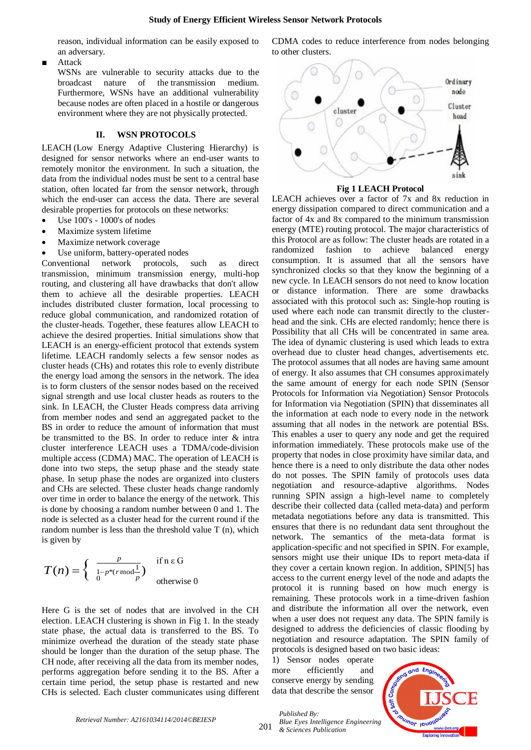reason, individual information can be easily exposed to an adversary.

- Attack

  WSNs are vulnerable to security attacks due to the broadcast nature of the transmission medium. Furthermore, WSNs have an additional vulnerability because nodes are often placed in a hostile or dangerous environment where they are not physically protected.

## II. WSN PROTOCOLS

LEACH (Low Energy Adaptive Clustering Hierarchy) is designed for sensor networks where an end-user wants to remotely monitor the environment. In such a situation, the data from the individual nodes must be sent to a central base station, often located far from the sensor network, through which the end-user can access the data. There are several desirable properties for protocols on these networks:

- Use 100's - 1000's of nodes
- Maximize system lifetime
- Maximize network coverage
- Use uniform, battery-operated nodes

Conventional network protocols, such as direct transmission, minimum transmission energy, multi-hop routing, and clustering all have drawbacks that don't allow them to achieve all the desirable properties. LEACH includes distributed cluster formation, local processing to reduce global communication, and randomized rotation of the cluster-heads. Together, these features allow LEACH to achieve the desired properties. Initial simulations show that LEACH is an energy-efficient protocol that extends system lifetime. LEACH randomly selects a few sensor nodes as cluster heads (CHs) and rotates this role to evenly distribute the energy load among the sensors in the network. The idea is to form clusters of the sensor nodes based on the received signal strength and use local cluster heads as routers to the sink. In LEACH, the Cluster Heads compress data arriving from member nodes and send an aggregated packet to the BS in order to reduce the amount of information that must be transmitted to the BS. In order to reduce inter & intra cluster interference LEACH uses a TDMA/code-division multiple access (CDMA) MAC. The operation of LEACH is done into two steps, the setup phase and the steady state phase. In setup phase the nodes are organized into clusters and CHs are selected. These cluster heads change randomly over time in order to balance the energy of the network. This is done by choosing a random number between 0 and 1. The node is selected as a cluster head for the current round if the random number is less than the threshold value T (n), which is given by

$$T(n) = \begin{cases} \dfrac{p}{1-p*(r \bmod \frac{1}{p})} & \text{if } n \in G \\ 0 & \text{otherwise} \end{cases}$$

Here G is the set of nodes that are involved in the CH election. LEACH clustering is shown in Fig 1. In the steady state phase, the actual data is transferred to the BS. To minimize overhead the duration of the steady state phase should be longer than the duration of the setup phase. The CH node, after receiving all the data from its member nodes, performs aggregation before sending it to the BS. After a certain time period, the setup phase is restarted and new CHs is selected. Each cluster communicates using different CDMA codes to reduce interference from nodes belonging to other clusters.

**Fig 1 LEACH Protocol**

LEACH achieves over a factor of 7x and 8x reduction in energy dissipation compared to direct communication and a factor of 4x and 8x compared to the minimum transmission energy (MTE) routing protocol. The major characteristics of this Protocol are as follow: The cluster heads are rotated in a randomized fashion to achieve balanced energy consumption. It is assumed that all the sensors have synchronized clocks so that they know the beginning of a new cycle. In LEACH sensors do not need to know location or distance information. There are some drawbacks associated with this protocol such as: Single-hop routing is used where each node can transmit directly to the cluster-head and the sink. CHs are elected randomly; hence there is Possibility that all CHs will be concentrated in same area. The idea of dynamic clustering is used which leads to extra overhead due to cluster head changes, advertisements etc. The protocol assumes that all nodes are having same amount of energy. It also assumes that CH consumes approximately the same amount of energy for each node SPIN (Sensor Protocols for Information via Negotiation) Sensor Protocols for Information via Negotiation (SPIN) that disseminates all the information at each node to every node in the network assuming that all nodes in the network are potential BSs. This enables a user to query any node and get the required information immediately. These protocols make use of the property that nodes in close proximity have similar data, and hence there is a need to only distribute the data other nodes do not posses. The SPIN family of protocols uses data negotiation and resource-adaptive algorithms. Nodes running SPIN assign a high-level name to completely describe their collected data (called meta-data) and perform metadata negotiations before any data is transmitted. This ensures that there is no redundant data sent throughout the network. The semantics of the meta-data format is application-specific and not specified in SPIN. For example, sensors might use their unique IDs to report meta-data if they cover a certain known region. In addition, SPIN[5] has access to the current energy level of the node and adapts the protocol it is running based on how much energy is remaining. These protocols work in a time-driven fashion and distribute the information all over the network, even when a user does not request any data. The SPIN family is designed to address the deficiencies of classic flooding by negotiation and resource adaptation. The SPIN family of protocols is designed based on two basic ideas:

1) Sensor nodes operate more efficiently and conserve energy by sending data that describe the sensor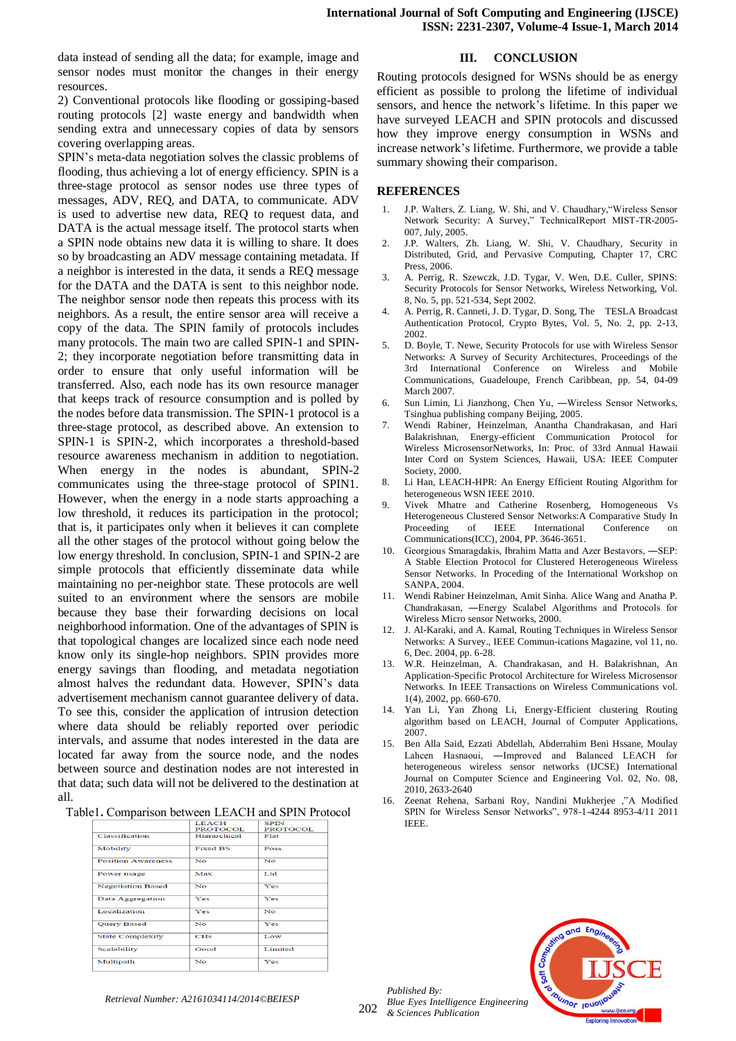data instead of sending all the data; for example, image and sensor nodes must monitor the changes in their energy resources.

2) Conventional protocols like flooding or gossiping-based routing protocols [2] waste energy and bandwidth when sending extra and unnecessary copies of data by sensors covering overlapping areas.

SPIN's meta-data negotiation solves the classic problems of flooding, thus achieving a lot of energy efficiency. SPIN is a three-stage protocol as sensor nodes use three types of messages, ADV, REQ, and DATA, to communicate. ADV is used to advertise new data, REQ to request data, and DATA is the actual message itself. The protocol starts when a SPIN node obtains new data it is willing to share. It does so by broadcasting an ADV message containing metadata. If a neighbor is interested in the data, it sends a REQ message for the DATA and the DATA is sent to this neighbor node. The neighbor sensor node then repeats this process with its neighbors. As a result, the entire sensor area will receive a copy of the data. The SPIN family of protocols includes many protocols. The main two are called SPIN-1 and SPIN-2; they incorporate negotiation before transmitting data in order to ensure that only useful information will be transferred. Also, each node has its own resource manager that keeps track of resource consumption and is polled by the nodes before data transmission. The SPIN-1 protocol is a three-stage protocol, as described above. An extension to SPIN-1 is SPIN-2, which incorporates a threshold-based resource awareness mechanism in addition to negotiation. When energy in the nodes is abundant, SPIN-2 communicates using the three-stage protocol of SPIN1. However, when the energy in a node starts approaching a low threshold, it reduces its participation in the protocol; that is, it participates only when it believes it can complete all the other stages of the protocol without going below the low energy threshold. In conclusion, SPIN-1 and SPIN-2 are simple protocols that efficiently disseminate data while maintaining no per-neighbor state. These protocols are well suited to an environment where the sensors are mobile because they base their forwarding decisions on local neighborhood information. One of the advantages of SPIN is that topological changes are localized since each node need know only its single-hop neighbors. SPIN provides more energy savings than flooding, and metadata negotiation almost halves the redundant data. However, SPIN's data advertisement mechanism cannot guarantee delivery of data. To see this, consider the application of intrusion detection where data should be reliably reported over periodic intervals, and assume that nodes interested in the data are located far away from the source node, and the nodes between source and destination nodes are not interested in that data; such data will not be delivered to the destination at all.

Table1. Comparison between LEACH and SPIN Protocol

| | LEACH PROTOCOL | SPIN PROTOCOL |
|---|---|---|
| Classification | Hierarchical | Flat |
| Mobility | Fixed BS | Poss. |
| Position Awareness | No | No |
| Power usage | Max | Ltd |
| Negotiation Based | No | Yes |
| Data Aggregation | Yes | Yes |
| Localization | Yes | No |
| Query Based | No | Yes |
| State Complexity | CHs | Low |
| Scalability | Good | Limited |
| Multipath | No | Yes |

## III. CONCLUSION

Routing protocols designed for WSNs should be as energy efficient as possible to prolong the lifetime of individual sensors, and hence the network's lifetime. In this paper we have surveyed LEACH and SPIN protocols and discussed how they improve energy consumption in WSNs and increase network's lifetime. Furthermore, we provide a table summary showing their comparison.

## REFERENCES

1. J.P. Walters, Z. Liang, W. Shi, and V. Chaudhary,"Wireless Sensor Network Security: A Survey," TechnicalReport MIST-TR-2005-007, July, 2005.
2. J.P. Walters, Zh. Liang, W. Shi, V. Chaudhary, Security in Distributed, Grid, and Pervasive Computing, Chapter 17, CRC Press, 2006.
3. A. Perrig, R. Szewczk, J.D. Tygar, V. Wen, D.E. Culler, SPINS: Security Protocols for Sensor Networks, Wireless Networking, Vol. 8, No. 5, pp. 521-534, Sept 2002.
4. A. Perrig, R. Canneti, J. D. Tygar, D. Song, The TESLA Broadcast Authentication Protocol, Crypto Bytes, Vol. 5, No. 2, pp. 2-13, 2002.
5. D. Boyle, T. Newe, Security Protocols for use with Wireless Sensor Networks: A Survey of Security Architectures, Proceedings of the 3rd International Conference on Wireless and Mobile Communications, Guadeloupe, French Caribbean, pp. 54, 04-09 March 2007.
6. Sun Limin, Li Jianzhong, Chen Yu, —Wireless Sensor Networks, Tsinghua publishing company Beijing, 2005.
7. Wendi Rabiner, Heinzelman, Anantha Chandrakasan, and Hari Balakrishnan, Energy-efficient Communication Protocol for Wireless MicrosensorNetworks, In: Proc. of 33rd Annual Hawaii Inter Cord on System Sciences, Hawaii, USA: IEEE Computer Society, 2000.
8. Li Han, LEACH-HPR: An Energy Efficient Routing Algorithm for heterogeneous WSN IEEE 2010.
9. Vivek Mhatre and Catherine Rosenberg, Homogeneous Vs Heterogeneous Clustered Sensor Networks:A Comparative Study In Proceeding of IEEE International Conference on Communications(ICC), 2004, PP. 3646-3651.
10. Georgious Smaragdakis, Ibrahim Matta and Azer Bestavors, —SEP: A Stable Election Protocol for Clustered Heterogeneous Wireless Sensor Networks. In Proceding of the International Workshop on SANPA, 2004.
11. Wendi Rabiner Heinzelman, Amit Sinha. Alice Wang and Anatha P. Chandrakasan, —Energy Scalabel Algorithms and Protocols for Wireless Micro sensor Networks, 2000.
12. J. Al-Karaki, and A. Kamal, Routing Techniques in Wireless Sensor Networks: A Survey., IEEE Commun-ications Magazine, vol 11, no. 6, Dec. 2004, pp. 6-28.
13. W.R. Heinzelman, A. Chandrakasan, and H. Balakrishnan, An Application-Specific Protocol Architecture for Wireless Microsensor Networks. In IEEE Transactions on Wireless Communications vol. 1(4), 2002, pp. 660-670.
14. Yan Li, Yan Zhong Li, Energy-Efficient clustering Routing algorithm based on LEACH, Journal of Computer Applications, 2007.
15. Ben Alla Said, Ezzati Abdellah, Abderrahim Beni Hssane, Moulay Lahcen Hasnaoui, —Improved and Balanced LEACH for heterogeneous wireless sensor networks (IJCSE) International Journal on Computer Science and Engineering Vol. 02, No. 08, 2010, 2633-2640
16. Zeenat Rehena, Sarbani Roy, Nandini Mukherjee ,"A Modified SPIN for Wireless Sensor Networks", 978-1-4244 8953-4/11 2011 IEEE.